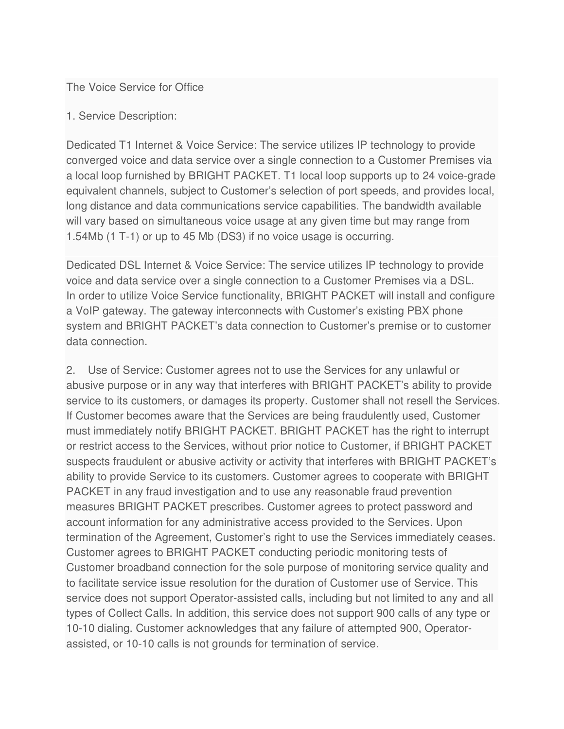The Voice Service for Office

1. Service Description:

Dedicated T1 Internet & Voice Service: The service utilizes IP technology to provide converged voice and data service over a single connection to a Customer Premises via a local loop furnished by BRIGHT PACKET. T1 local loop supports up to 24 voice-grade equivalent channels, subject to Customer's selection of port speeds, and provides local, long distance and data communications service capabilities. The bandwidth available will vary based on simultaneous voice usage at any given time but may range from 1.54Mb (1 T-1) or up to 45 Mb (DS3) if no voice usage is occurring.

Dedicated DSL Internet & Voice Service: The service utilizes IP technology to provide voice and data service over a single connection to a Customer Premises via a DSL. In order to utilize Voice Service functionality, BRIGHT PACKET will install and configure a VoIP gateway. The gateway interconnects with Customer's existing PBX phone system and BRIGHT PACKET's data connection to Customer's premise or to customer data connection.

2. Use of Service: Customer agrees not to use the Services for any unlawful or abusive purpose or in any way that interferes with BRIGHT PACKET's ability to provide service to its customers, or damages its property. Customer shall not resell the Services. If Customer becomes aware that the Services are being fraudulently used, Customer must immediately notify BRIGHT PACKET. BRIGHT PACKET has the right to interrupt or restrict access to the Services, without prior notice to Customer, if BRIGHT PACKET suspects fraudulent or abusive activity or activity that interferes with BRIGHT PACKET's ability to provide Service to its customers. Customer agrees to cooperate with BRIGHT PACKET in any fraud investigation and to use any reasonable fraud prevention measures BRIGHT PACKET prescribes. Customer agrees to protect password and account information for any administrative access provided to the Services. Upon termination of the Agreement, Customer's right to use the Services immediately ceases. Customer agrees to BRIGHT PACKET conducting periodic monitoring tests of Customer broadband connection for the sole purpose of monitoring service quality and to facilitate service issue resolution for the duration of Customer use of Service. This service does not support Operator-assisted calls, including but not limited to any and all types of Collect Calls. In addition, this service does not support 900 calls of any type or 10-10 dialing. Customer acknowledges that any failure of attempted 900, Operator-assisted, or 10-10 calls is not grounds for termination of service.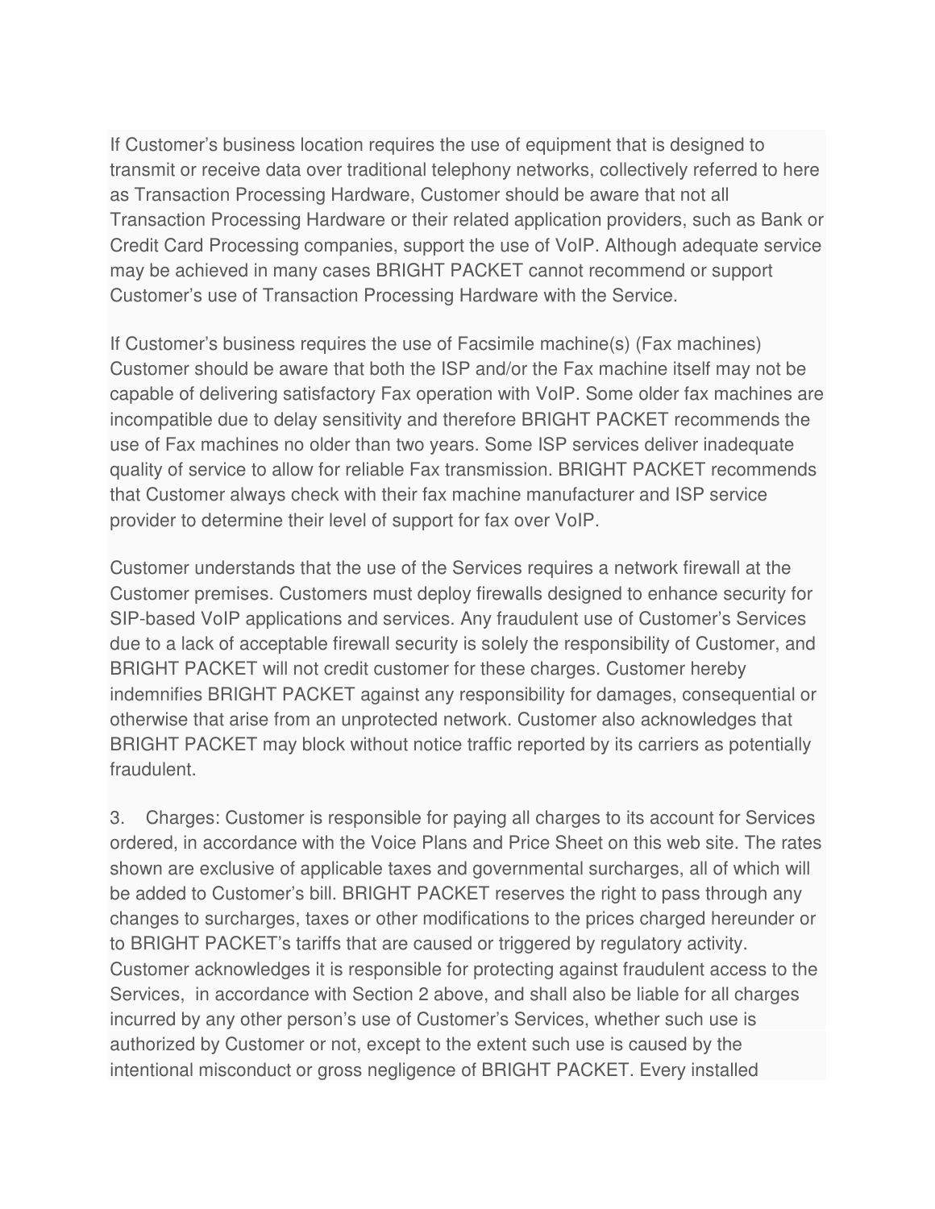If Customer's business location requires the use of equipment that is designed to transmit or receive data over traditional telephony networks, collectively referred to here as Transaction Processing Hardware, Customer should be aware that not all Transaction Processing Hardware or their related application providers, such as Bank or Credit Card Processing companies, support the use of VoIP. Although adequate service may be achieved in many cases BRIGHT PACKET cannot recommend or support Customer's use of Transaction Processing Hardware with the Service.

If Customer's business requires the use of Facsimile machine(s) (Fax machines) Customer should be aware that both the ISP and/or the Fax machine itself may not be capable of delivering satisfactory Fax operation with VoIP. Some older fax machines are incompatible due to delay sensitivity and therefore BRIGHT PACKET recommends the use of Fax machines no older than two years. Some ISP services deliver inadequate quality of service to allow for reliable Fax transmission. BRIGHT PACKET recommends that Customer always check with their fax machine manufacturer and ISP service provider to determine their level of support for fax over VoIP.

Customer understands that the use of the Services requires a network firewall at the Customer premises. Customers must deploy firewalls designed to enhance security for SIP-based VoIP applications and services. Any fraudulent use of Customer's Services due to a lack of acceptable firewall security is solely the responsibility of Customer, and BRIGHT PACKET will not credit customer for these charges. Customer hereby indemnifies BRIGHT PACKET against any responsibility for damages, consequential or otherwise that arise from an unprotected network. Customer also acknowledges that BRIGHT PACKET may block without notice traffic reported by its carriers as potentially fraudulent.

3. Charges: Customer is responsible for paying all charges to its account for Services ordered, in accordance with the Voice Plans and Price Sheet on this web site. The rates shown are exclusive of applicable taxes and governmental surcharges, all of which will be added to Customer's bill. BRIGHT PACKET reserves the right to pass through any changes to surcharges, taxes or other modifications to the prices charged hereunder or to BRIGHT PACKET's tariffs that are caused or triggered by regulatory activity. Customer acknowledges it is responsible for protecting against fraudulent access to the Services, in accordance with Section 2 above, and shall also be liable for all charges incurred by any other person's use of Customer's Services, whether such use is authorized by Customer or not, except to the extent such use is caused by the intentional misconduct or gross negligence of BRIGHT PACKET. Every installed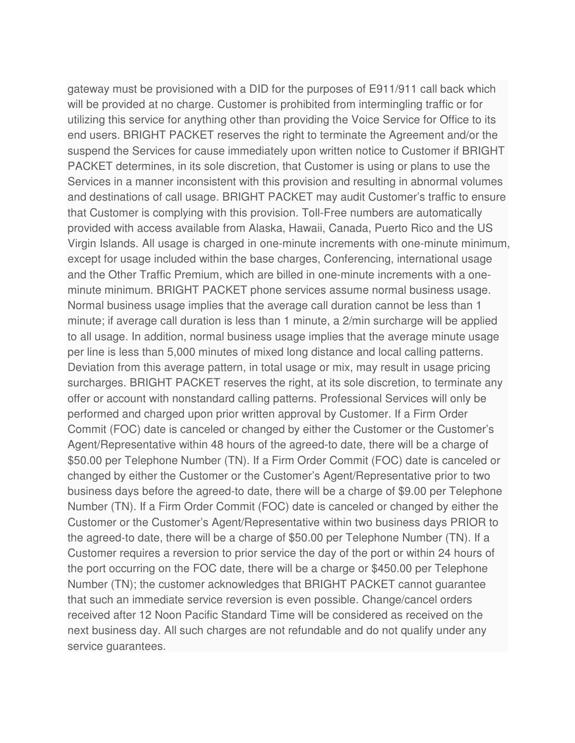gateway must be provisioned with a DID for the purposes of E911/911 call back which will be provided at no charge. Customer is prohibited from intermingling traffic or for utilizing this service for anything other than providing the Voice Service for Office to its end users. BRIGHT PACKET reserves the right to terminate the Agreement and/or the suspend the Services for cause immediately upon written notice to Customer if BRIGHT PACKET determines, in its sole discretion, that Customer is using or plans to use the Services in a manner inconsistent with this provision and resulting in abnormal volumes and destinations of call usage. BRIGHT PACKET may audit Customer's traffic to ensure that Customer is complying with this provision. Toll-Free numbers are automatically provided with access available from Alaska, Hawaii, Canada, Puerto Rico and the US Virgin Islands. All usage is charged in one-minute increments with one-minute minimum, except for usage included within the base charges, Conferencing, international usage and the Other Traffic Premium, which are billed in one-minute increments with a one-minute minimum. BRIGHT PACKET phone services assume normal business usage. Normal business usage implies that the average call duration cannot be less than 1 minute; if average call duration is less than 1 minute, a 2/min surcharge will be applied to all usage. In addition, normal business usage implies that the average minute usage per line is less than 5,000 minutes of mixed long distance and local calling patterns. Deviation from this average pattern, in total usage or mix, may result in usage pricing surcharges. BRIGHT PACKET reserves the right, at its sole discretion, to terminate any offer or account with nonstandard calling patterns. Professional Services will only be performed and charged upon prior written approval by Customer. If a Firm Order Commit (FOC) date is canceled or changed by either the Customer or the Customer's Agent/Representative within 48 hours of the agreed-to date, there will be a charge of $50.00 per Telephone Number (TN). If a Firm Order Commit (FOC) date is canceled or changed by either the Customer or the Customer's Agent/Representative prior to two business days before the agreed-to date, there will be a charge of $9.00 per Telephone Number (TN). If a Firm Order Commit (FOC) date is canceled or changed by either the Customer or the Customer's Agent/Representative within two business days PRIOR to the agreed-to date, there will be a charge of $50.00 per Telephone Number (TN). If a Customer requires a reversion to prior service the day of the port or within 24 hours of the port occurring on the FOC date, there will be a charge or $450.00 per Telephone Number (TN); the customer acknowledges that BRIGHT PACKET cannot guarantee that such an immediate service reversion is even possible. Change/cancel orders received after 12 Noon Pacific Standard Time will be considered as received on the next business day. All such charges are not refundable and do not qualify under any service guarantees.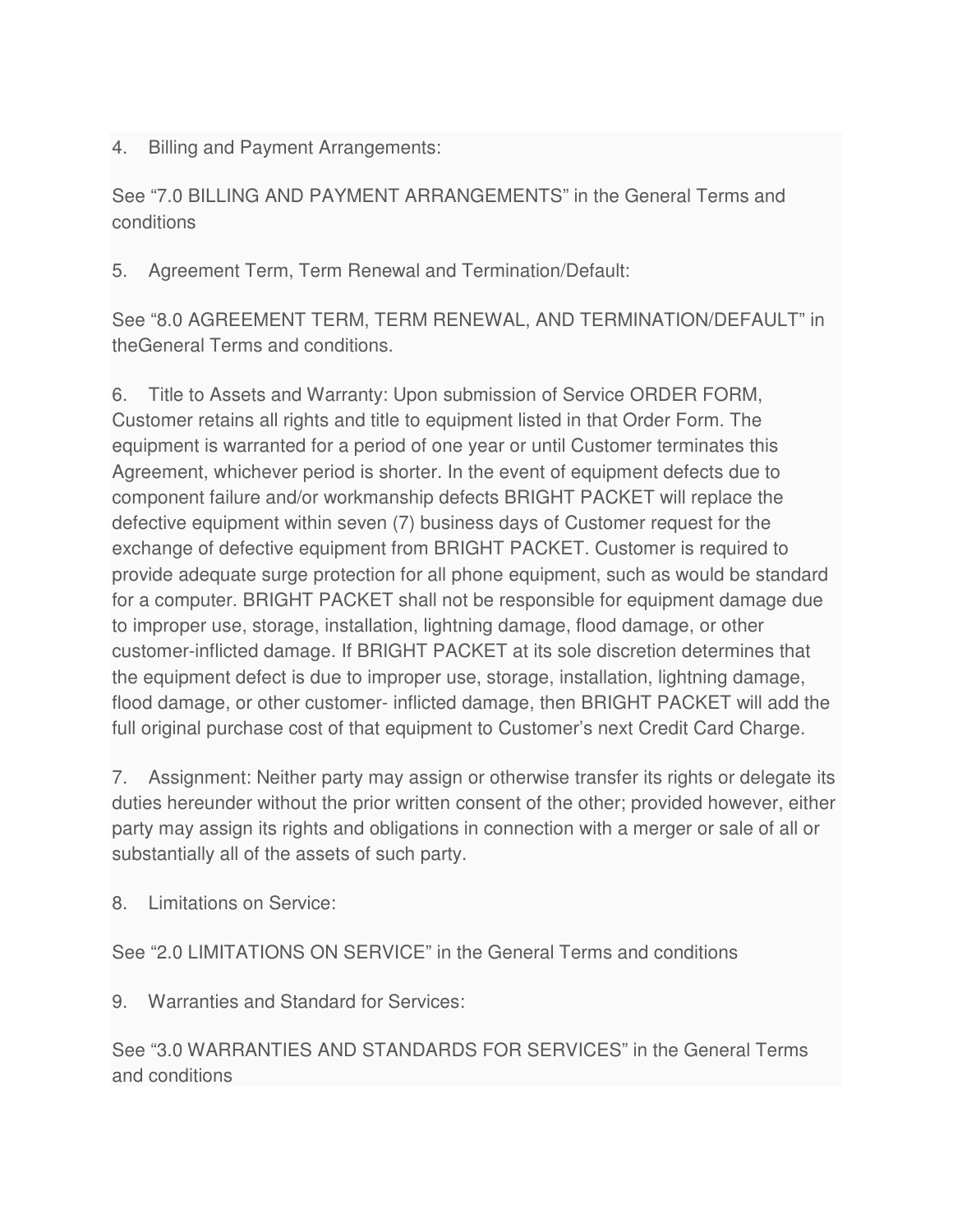4. Billing and Payment Arrangements:

See “7.0 BILLING AND PAYMENT ARRANGEMENTS” in the General Terms and conditions

5. Agreement Term, Term Renewal and Termination/Default:

See “8.0 AGREEMENT TERM, TERM RENEWAL, AND TERMINATION/DEFAULT” in theGeneral Terms and conditions.

6. Title to Assets and Warranty: Upon submission of Service ORDER FORM, Customer retains all rights and title to equipment listed in that Order Form. The equipment is warranted for a period of one year or until Customer terminates this Agreement, whichever period is shorter. In the event of equipment defects due to component failure and/or workmanship defects BRIGHT PACKET will replace the defective equipment within seven (7) business days of Customer request for the exchange of defective equipment from BRIGHT PACKET. Customer is required to provide adequate surge protection for all phone equipment, such as would be standard for a computer. BRIGHT PACKET shall not be responsible for equipment damage due to improper use, storage, installation, lightning damage, flood damage, or other customer-inflicted damage. If BRIGHT PACKET at its sole discretion determines that the equipment defect is due to improper use, storage, installation, lightning damage, flood damage, or other customer- inflicted damage, then BRIGHT PACKET will add the full original purchase cost of that equipment to Customer’s next Credit Card Charge.

7. Assignment: Neither party may assign or otherwise transfer its rights or delegate its duties hereunder without the prior written consent of the other; provided however, either party may assign its rights and obligations in connection with a merger or sale of all or substantially all of the assets of such party.

8. Limitations on Service:

See “2.0 LIMITATIONS ON SERVICE” in the General Terms and conditions

9. Warranties and Standard for Services:

See “3.0 WARRANTIES AND STANDARDS FOR SERVICES” in the General Terms and conditions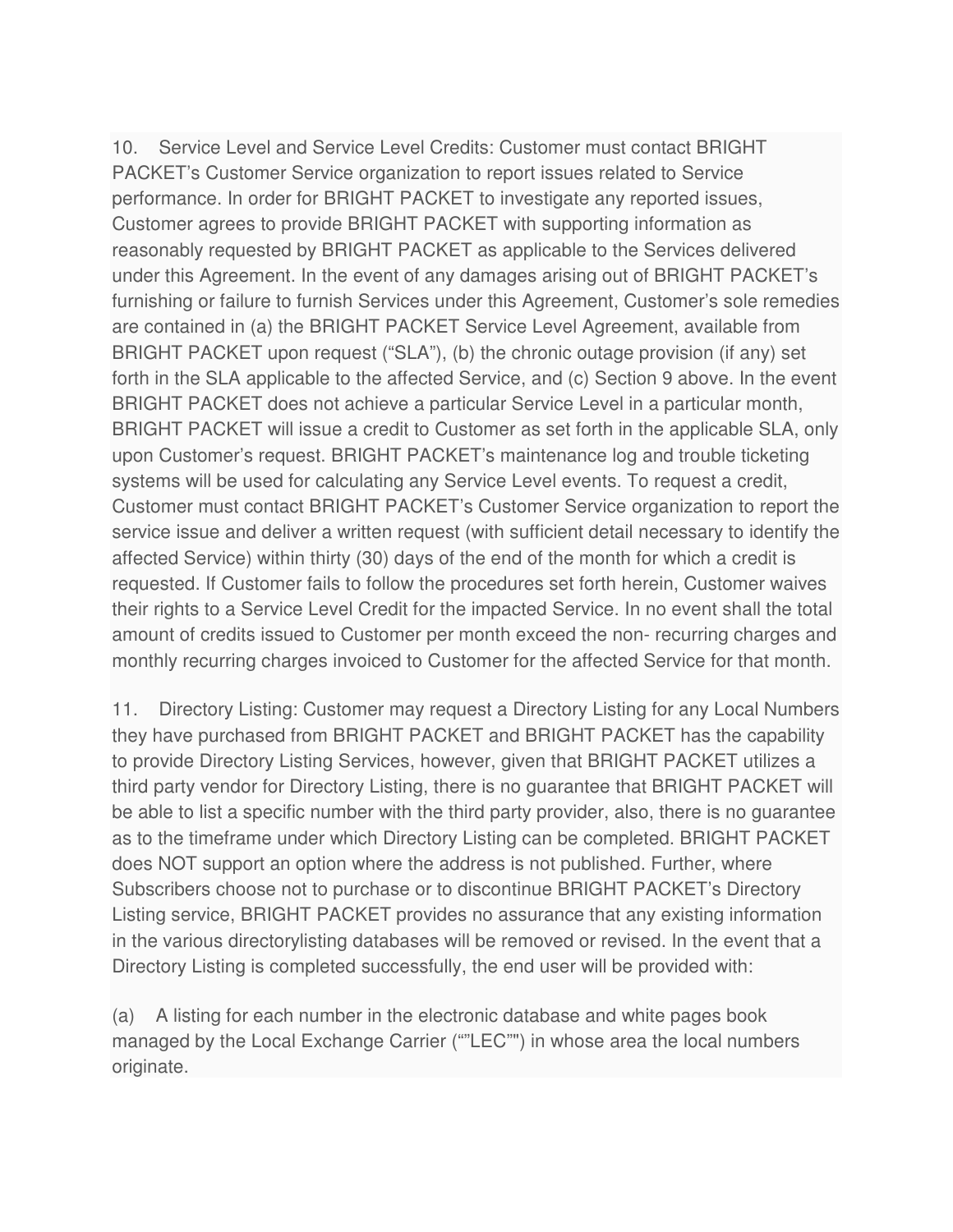10. Service Level and Service Level Credits: Customer must contact BRIGHT PACKET's Customer Service organization to report issues related to Service performance. In order for BRIGHT PACKET to investigate any reported issues, Customer agrees to provide BRIGHT PACKET with supporting information as reasonably requested by BRIGHT PACKET as applicable to the Services delivered under this Agreement. In the event of any damages arising out of BRIGHT PACKET's furnishing or failure to furnish Services under this Agreement, Customer's sole remedies are contained in (a) the BRIGHT PACKET Service Level Agreement, available from BRIGHT PACKET upon request ("SLA"), (b) the chronic outage provision (if any) set forth in the SLA applicable to the affected Service, and (c) Section 9 above. In the event BRIGHT PACKET does not achieve a particular Service Level in a particular month, BRIGHT PACKET will issue a credit to Customer as set forth in the applicable SLA, only upon Customer's request. BRIGHT PACKET's maintenance log and trouble ticketing systems will be used for calculating any Service Level events. To request a credit, Customer must contact BRIGHT PACKET's Customer Service organization to report the service issue and deliver a written request (with sufficient detail necessary to identify the affected Service) within thirty (30) days of the end of the month for which a credit is requested. If Customer fails to follow the procedures set forth herein, Customer waives their rights to a Service Level Credit for the impacted Service. In no event shall the total amount of credits issued to Customer per month exceed the non- recurring charges and monthly recurring charges invoiced to Customer for the affected Service for that month.

11. Directory Listing: Customer may request a Directory Listing for any Local Numbers they have purchased from BRIGHT PACKET and BRIGHT PACKET has the capability to provide Directory Listing Services, however, given that BRIGHT PACKET utilizes a third party vendor for Directory Listing, there is no guarantee that BRIGHT PACKET will be able to list a specific number with the third party provider, also, there is no guarantee as to the timeframe under which Directory Listing can be completed. BRIGHT PACKET does NOT support an option where the address is not published. Further, where Subscribers choose not to purchase or to discontinue BRIGHT PACKET's Directory Listing service, BRIGHT PACKET provides no assurance that any existing information in the various directorylisting databases will be removed or revised. In the event that a Directory Listing is completed successfully, the end user will be provided with:

(a) A listing for each number in the electronic database and white pages book managed by the Local Exchange Carrier (""LEC"") in whose area the local numbers originate.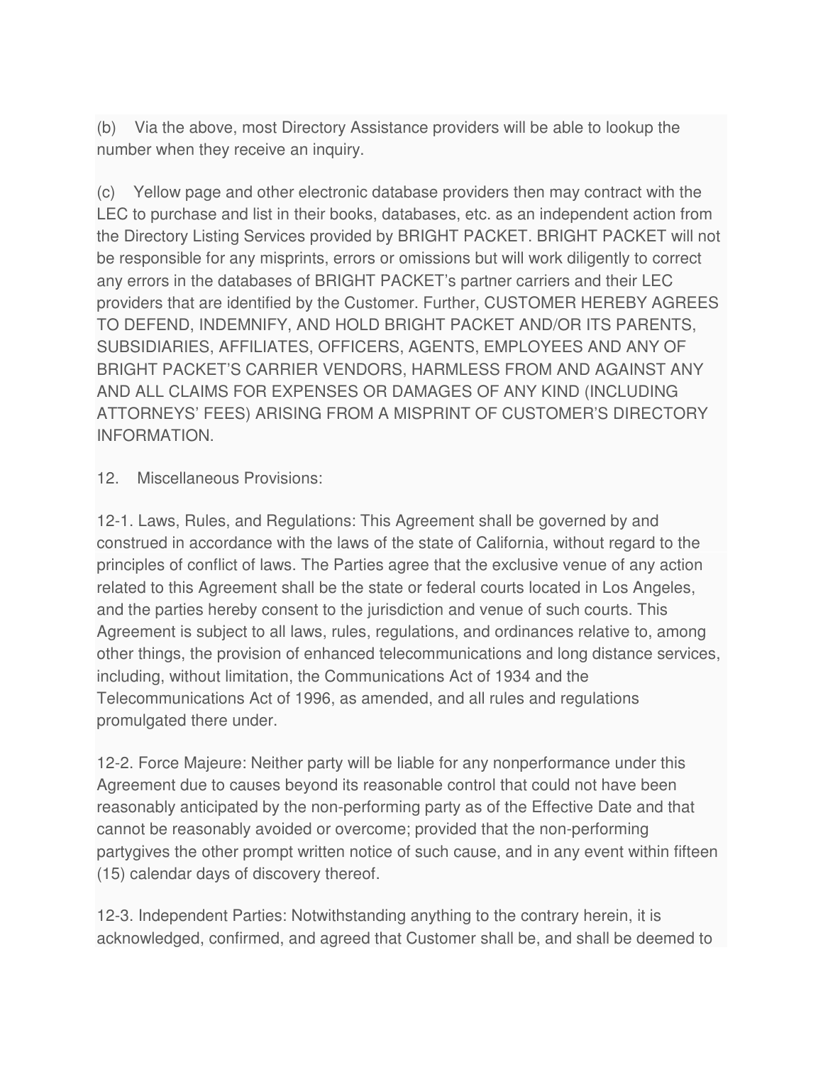(b) Via the above, most Directory Assistance providers will be able to lookup the number when they receive an inquiry.

(c) Yellow page and other electronic database providers then may contract with the LEC to purchase and list in their books, databases, etc. as an independent action from the Directory Listing Services provided by BRIGHT PACKET. BRIGHT PACKET will not be responsible for any misprints, errors or omissions but will work diligently to correct any errors in the databases of BRIGHT PACKET's partner carriers and their LEC providers that are identified by the Customer. Further, CUSTOMER HEREBY AGREES TO DEFEND, INDEMNIFY, AND HOLD BRIGHT PACKET AND/OR ITS PARENTS, SUBSIDIARIES, AFFILIATES, OFFICERS, AGENTS, EMPLOYEES AND ANY OF BRIGHT PACKET'S CARRIER VENDORS, HARMLESS FROM AND AGAINST ANY AND ALL CLAIMS FOR EXPENSES OR DAMAGES OF ANY KIND (INCLUDING ATTORNEYS' FEES) ARISING FROM A MISPRINT OF CUSTOMER'S DIRECTORY INFORMATION.

12. Miscellaneous Provisions:

12-1. Laws, Rules, and Regulations: This Agreement shall be governed by and construed in accordance with the laws of the state of California, without regard to the principles of conflict of laws. The Parties agree that the exclusive venue of any action related to this Agreement shall be the state or federal courts located in Los Angeles, and the parties hereby consent to the jurisdiction and venue of such courts. This Agreement is subject to all laws, rules, regulations, and ordinances relative to, among other things, the provision of enhanced telecommunications and long distance services, including, without limitation, the Communications Act of 1934 and the Telecommunications Act of 1996, as amended, and all rules and regulations promulgated there under.

12-2. Force Majeure: Neither party will be liable for any nonperformance under this Agreement due to causes beyond its reasonable control that could not have been reasonably anticipated by the non-performing party as of the Effective Date and that cannot be reasonably avoided or overcome; provided that the non-performing partygives the other prompt written notice of such cause, and in any event within fifteen (15) calendar days of discovery thereof.

12-3. Independent Parties: Notwithstanding anything to the contrary herein, it is acknowledged, confirmed, and agreed that Customer shall be, and shall be deemed to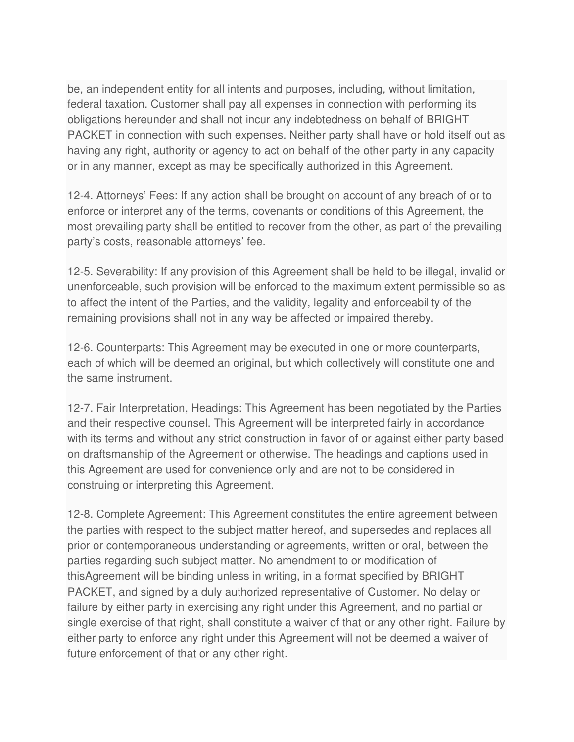be, an independent entity for all intents and purposes, including, without limitation, federal taxation. Customer shall pay all expenses in connection with performing its obligations hereunder and shall not incur any indebtedness on behalf of BRIGHT PACKET in connection with such expenses. Neither party shall have or hold itself out as having any right, authority or agency to act on behalf of the other party in any capacity or in any manner, except as may be specifically authorized in this Agreement.

12-4. Attorneys' Fees: If any action shall be brought on account of any breach of or to enforce or interpret any of the terms, covenants or conditions of this Agreement, the most prevailing party shall be entitled to recover from the other, as part of the prevailing party's costs, reasonable attorneys' fee.

12-5. Severability: If any provision of this Agreement shall be held to be illegal, invalid or unenforceable, such provision will be enforced to the maximum extent permissible so as to affect the intent of the Parties, and the validity, legality and enforceability of the remaining provisions shall not in any way be affected or impaired thereby.

12-6. Counterparts: This Agreement may be executed in one or more counterparts, each of which will be deemed an original, but which collectively will constitute one and the same instrument.

12-7. Fair Interpretation, Headings: This Agreement has been negotiated by the Parties and their respective counsel. This Agreement will be interpreted fairly in accordance with its terms and without any strict construction in favor of or against either party based on draftsmanship of the Agreement or otherwise. The headings and captions used in this Agreement are used for convenience only and are not to be considered in construing or interpreting this Agreement.

12-8. Complete Agreement: This Agreement constitutes the entire agreement between the parties with respect to the subject matter hereof, and supersedes and replaces all prior or contemporaneous understanding or agreements, written or oral, between the parties regarding such subject matter. No amendment to or modification of thisAgreement will be binding unless in writing, in a format specified by BRIGHT PACKET, and signed by a duly authorized representative of Customer. No delay or failure by either party in exercising any right under this Agreement, and no partial or single exercise of that right, shall constitute a waiver of that or any other right. Failure by either party to enforce any right under this Agreement will not be deemed a waiver of future enforcement of that or any other right.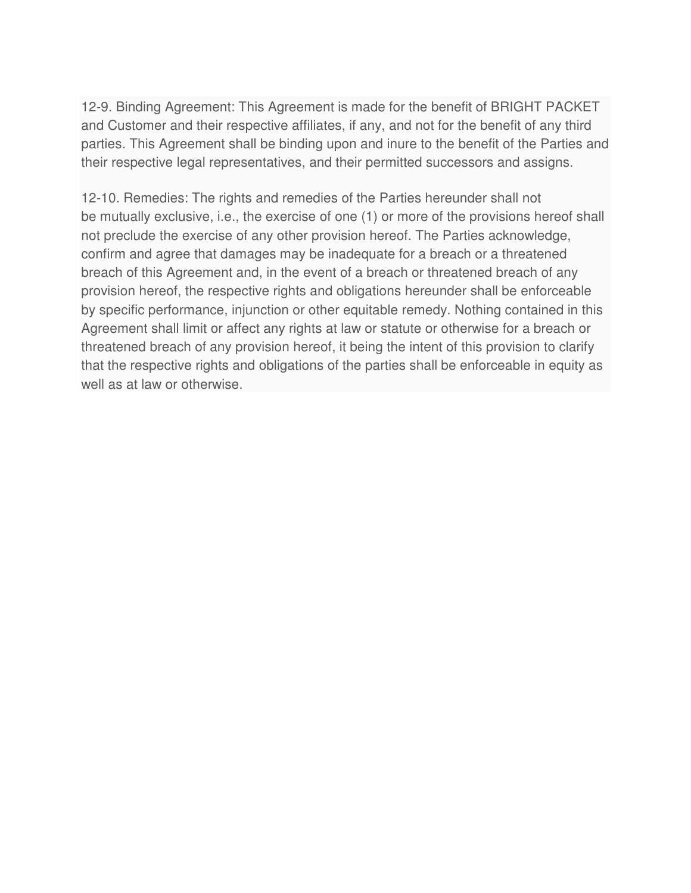12-9. Binding Agreement: This Agreement is made for the benefit of BRIGHT PACKET and Customer and their respective affiliates, if any, and not for the benefit of any third parties. This Agreement shall be binding upon and inure to the benefit of the Parties and their respective legal representatives, and their permitted successors and assigns.

12-10. Remedies: The rights and remedies of the Parties hereunder shall not be mutually exclusive, i.e., the exercise of one (1) or more of the provisions hereof shall not preclude the exercise of any other provision hereof. The Parties acknowledge, confirm and agree that damages may be inadequate for a breach or a threatened breach of this Agreement and, in the event of a breach or threatened breach of any provision hereof, the respective rights and obligations hereunder shall be enforceable by specific performance, injunction or other equitable remedy. Nothing contained in this Agreement shall limit or affect any rights at law or statute or otherwise for a breach or threatened breach of any provision hereof, it being the intent of this provision to clarify that the respective rights and obligations of the parties shall be enforceable in equity as well as at law or otherwise.